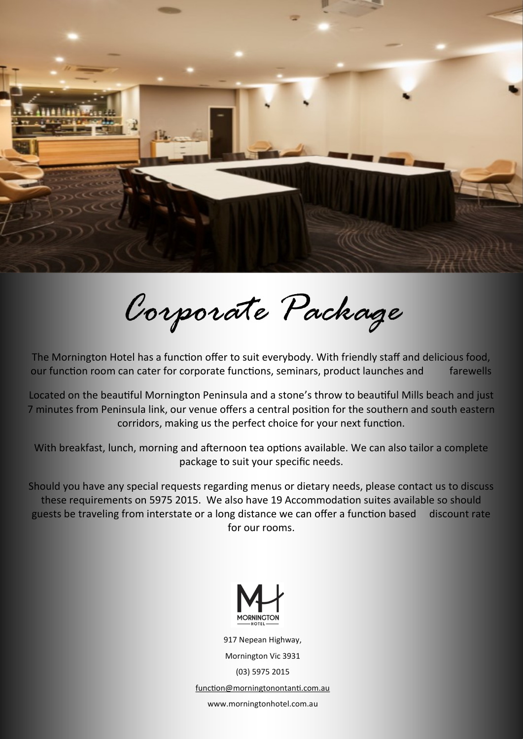# Corporate Package

The Mornington Hotel has a function offer to suit everybody. With friendly staff and delicious food, our function room can cater for corporate functions, seminars, product launches and farewells

Located on the beautiful Mornington Peninsula and a stone's throw to beautiful Mills beach and just 7 minutes from Peninsula link, our venue offers a central position for the southern and south eastern corridors, making us the perfect choice for your next function.

With breakfast, lunch, morning and afternoon tea options available. We can also tailor a complete package to suit your specific needs.

Should you have any special requests regarding menus or dietary needs, please contact us to discuss these requirements on 5975 2015. We also have 19 Accommodation suites available so should guests be traveling from interstate or a long distance we can offer a function based discount rate for our rooms.

MORNINGTON HOTEL

917 Nepean Highway,

Mornington Vic 3931

(03) 5975 2015

function@morningtonontanti.com.au

www.morningtonhotel.com.au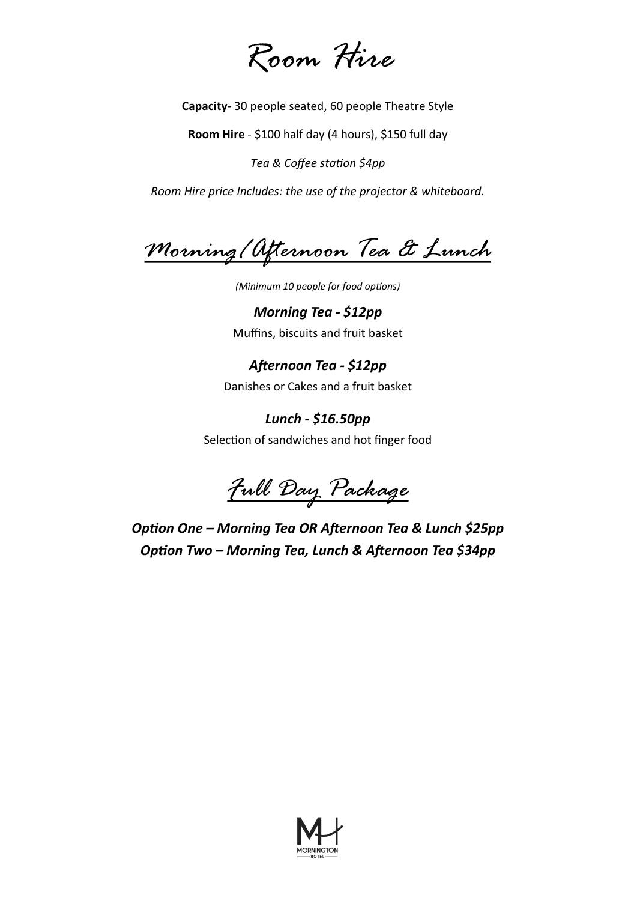# Room Hire

**Capacity**- 30 people seated, 60 people Theatre Style

**Room Hire** - $100 half day (4 hours), $150 full day

*Tea & Coffee station $4pp*

*Room Hire price Includes: the use of the projector & whiteboard.*

# Morning/Afternoon Tea & Lunch

*(Minimum 10 people for food options)*

***Morning Tea - $12pp***

Muffins, biscuits and fruit basket

***Afternoon Tea - $12pp***

Danishes or Cakes and a fruit basket

***Lunch - $16.50pp***

Selection of sandwiches and hot finger food

# Full Day Package

***Option One – Morning Tea OR Afternoon Tea & Lunch $25pp***

***Option Two – Morning Tea, Lunch & Afternoon Tea $34pp***

MORNINGTON HOTEL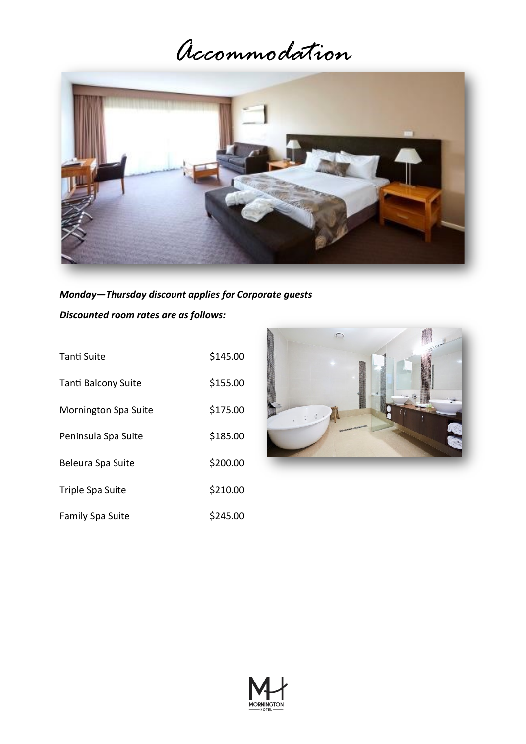# Accommodation

***Monday—Thursday discount applies for Corporate guests***

***Discounted room rates are as follows:***

| | |
|---|---|
| Tanti Suite | $145.00 |
| Tanti Balcony Suite | $155.00 |
| Mornington Spa Suite | $175.00 |
| Peninsula Spa Suite | $185.00 |
| Beleura Spa Suite | $200.00 |
| Triple Spa Suite | $210.00 |
| Family Spa Suite | $245.00 |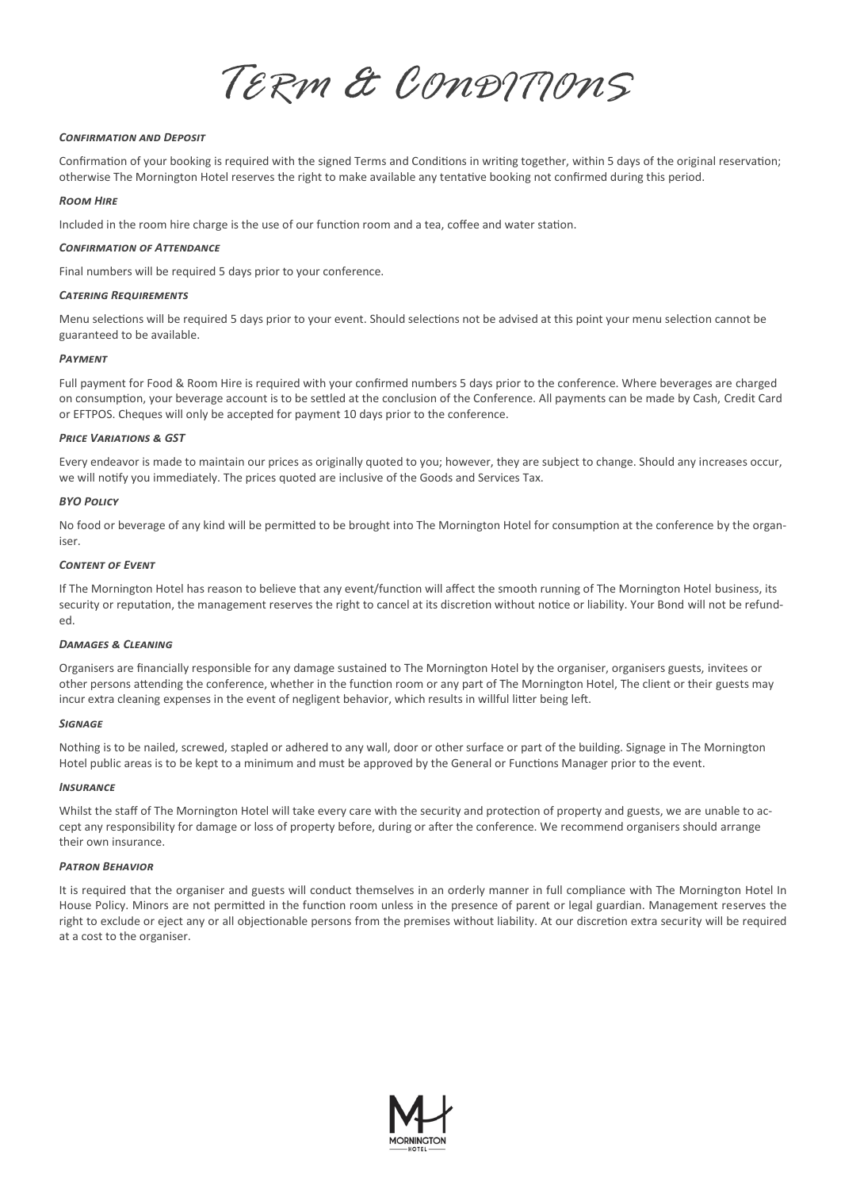# Term & Conditions

***Confirmation and Deposit***

Confirmation of your booking is required with the signed Terms and Conditions in writing together, within 5 days of the original reservation; otherwise The Mornington Hotel reserves the right to make available any tentative booking not confirmed during this period.

***Room Hire***

Included in the room hire charge is the use of our function room and a tea, coffee and water station.

***Confirmation of Attendance***

Final numbers will be required 5 days prior to your conference.

***Catering Requirements***

Menu selections will be required 5 days prior to your event. Should selections not be advised at this point your menu selection cannot be guaranteed to be available.

***Payment***

Full payment for Food & Room Hire is required with your confirmed numbers 5 days prior to the conference. Where beverages are charged on consumption, your beverage account is to be settled at the conclusion of the Conference. All payments can be made by Cash, Credit Card or EFTPOS. Cheques will only be accepted for payment 10 days prior to the conference.

***Price Variations & GST***

Every endeavor is made to maintain our prices as originally quoted to you; however, they are subject to change. Should any increases occur, we will notify you immediately. The prices quoted are inclusive of the Goods and Services Tax.

***BYO Policy***

No food or beverage of any kind will be permitted to be brought into The Mornington Hotel for consumption at the conference by the organiser.

***Content of Event***

If The Mornington Hotel has reason to believe that any event/function will affect the smooth running of The Mornington Hotel business, its security or reputation, the management reserves the right to cancel at its discretion without notice or liability. Your Bond will not be refunded.

***Damages & Cleaning***

Organisers are financially responsible for any damage sustained to The Mornington Hotel by the organiser, organisers guests, invitees or other persons attending the conference, whether in the function room or any part of The Mornington Hotel, The client or their guests may incur extra cleaning expenses in the event of negligent behavior, which results in willful litter being left.

***Signage***

Nothing is to be nailed, screwed, stapled or adhered to any wall, door or other surface or part of the building. Signage in The Mornington Hotel public areas is to be kept to a minimum and must be approved by the General or Functions Manager prior to the event.

***Insurance***

Whilst the staff of The Mornington Hotel will take every care with the security and protection of property and guests, we are unable to accept any responsibility for damage or loss of property before, during or after the conference. We recommend organisers should arrange their own insurance.

***Patron Behavior***

It is required that the organiser and guests will conduct themselves in an orderly manner in full compliance with The Mornington Hotel In House Policy. Minors are not permitted in the function room unless in the presence of parent or legal guardian. Management reserves the right to exclude or eject any or all objectionable persons from the premises without liability. At our discretion extra security will be required at a cost to the organiser.

MORNINGTON HOTEL